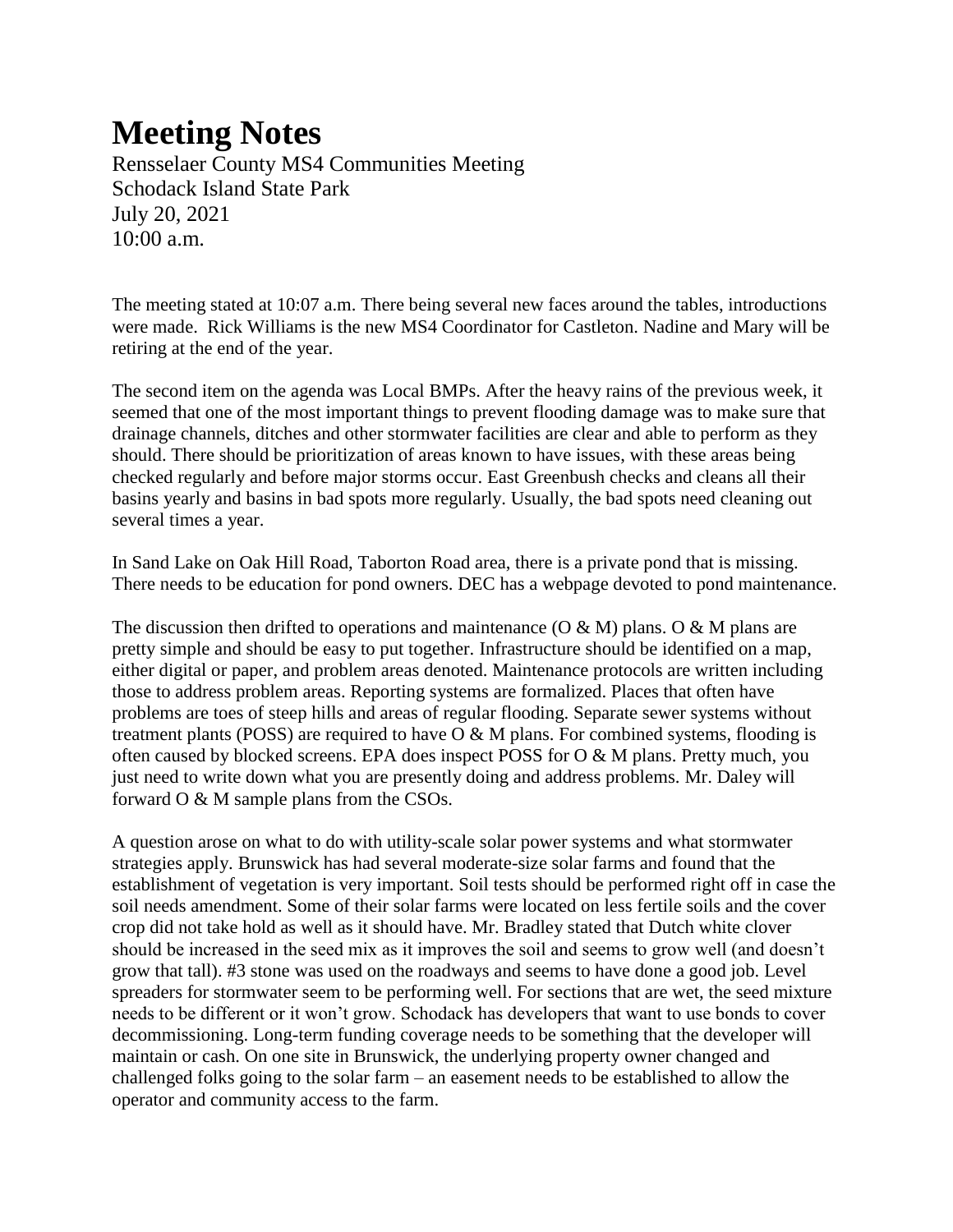# Meeting Notes

Rensselaer County MS4 Communities Meeting
Schodack Island State Park
July 20, 2021
10:00 a.m.

The meeting stated at 10:07 a.m. There being several new faces around the tables, introductions were made. Rick Williams is the new MS4 Coordinator for Castleton. Nadine and Mary will be retiring at the end of the year.

The second item on the agenda was Local BMPs. After the heavy rains of the previous week, it seemed that one of the most important things to prevent flooding damage was to make sure that drainage channels, ditches and other stormwater facilities are clear and able to perform as they should. There should be prioritization of areas known to have issues, with these areas being checked regularly and before major storms occur. East Greenbush checks and cleans all their basins yearly and basins in bad spots more regularly. Usually, the bad spots need cleaning out several times a year.

In Sand Lake on Oak Hill Road, Taborton Road area, there is a private pond that is missing. There needs to be education for pond owners. DEC has a webpage devoted to pond maintenance.

The discussion then drifted to operations and maintenance (O & M) plans. O & M plans are pretty simple and should be easy to put together. Infrastructure should be identified on a map, either digital or paper, and problem areas denoted. Maintenance protocols are written including those to address problem areas. Reporting systems are formalized. Places that often have problems are toes of steep hills and areas of regular flooding. Separate sewer systems without treatment plants (POSS) are required to have O & M plans. For combined systems, flooding is often caused by blocked screens. EPA does inspect POSS for O & M plans. Pretty much, you just need to write down what you are presently doing and address problems. Mr. Daley will forward O & M sample plans from the CSOs.

A question arose on what to do with utility-scale solar power systems and what stormwater strategies apply. Brunswick has had several moderate-size solar farms and found that the establishment of vegetation is very important. Soil tests should be performed right off in case the soil needs amendment. Some of their solar farms were located on less fertile soils and the cover crop did not take hold as well as it should have. Mr. Bradley stated that Dutch white clover should be increased in the seed mix as it improves the soil and seems to grow well (and doesn't grow that tall). #3 stone was used on the roadways and seems to have done a good job. Level spreaders for stormwater seem to be performing well. For sections that are wet, the seed mixture needs to be different or it won't grow. Schodack has developers that want to use bonds to cover decommissioning. Long-term funding coverage needs to be something that the developer will maintain or cash. On one site in Brunswick, the underlying property owner changed and challenged folks going to the solar farm – an easement needs to be established to allow the operator and community access to the farm.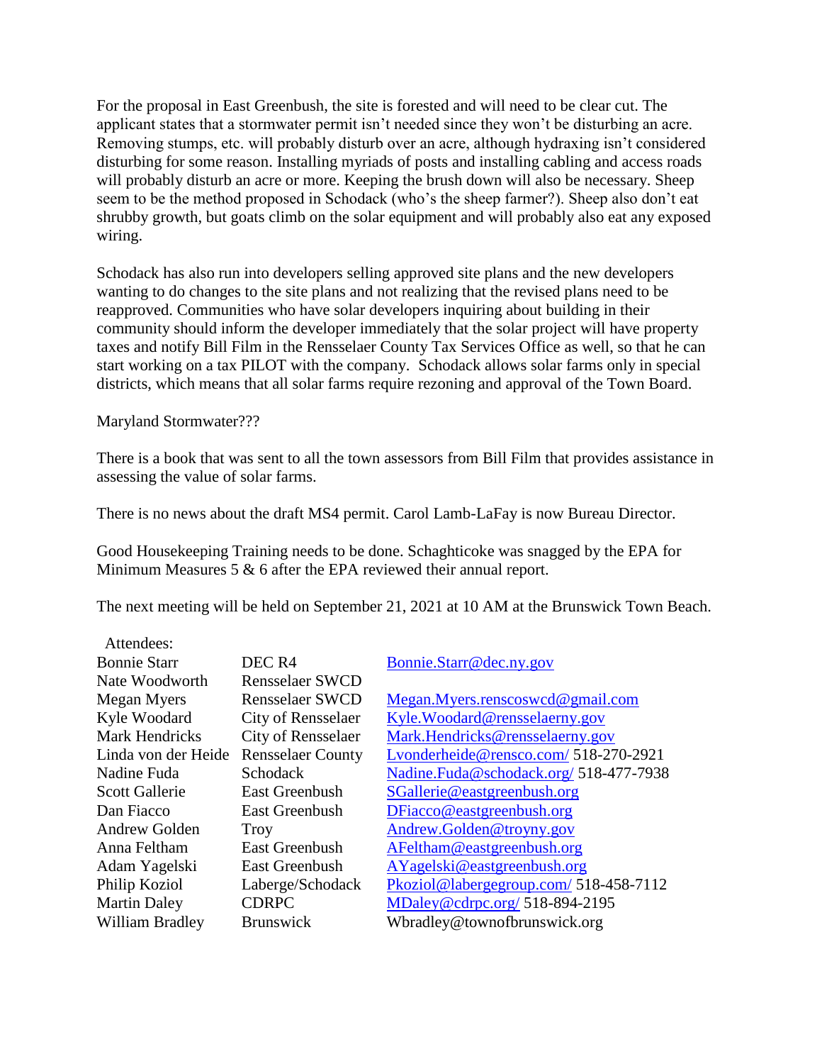For the proposal in East Greenbush, the site is forested and will need to be clear cut. The applicant states that a stormwater permit isn't needed since they won't be disturbing an acre. Removing stumps, etc. will probably disturb over an acre, although hydraxing isn't considered disturbing for some reason. Installing myriads of posts and installing cabling and access roads will probably disturb an acre or more. Keeping the brush down will also be necessary. Sheep seem to be the method proposed in Schodack (who's the sheep farmer?). Sheep also don't eat shrubby growth, but goats climb on the solar equipment and will probably also eat any exposed wiring.

Schodack has also run into developers selling approved site plans and the new developers wanting to do changes to the site plans and not realizing that the revised plans need to be reapproved. Communities who have solar developers inquiring about building in their community should inform the developer immediately that the solar project will have property taxes and notify Bill Film in the Rensselaer County Tax Services Office as well, so that he can start working on a tax PILOT with the company. Schodack allows solar farms only in special districts, which means that all solar farms require rezoning and approval of the Town Board.

Maryland Stormwater???

There is a book that was sent to all the town assessors from Bill Film that provides assistance in assessing the value of solar farms.

There is no news about the draft MS4 permit. Carol Lamb-LaFay is now Bureau Director.

Good Housekeeping Training needs to be done. Schaghticoke was snagged by the EPA for Minimum Measures 5 & 6 after the EPA reviewed their annual report.

The next meeting will be held on September 21, 2021 at 10 AM at the Brunswick Town Beach.

Attendees:

| | | |
|---|---|---|
| Bonnie Starr | DEC R4 | Bonnie.Starr@dec.ny.gov |
| Nate Woodworth | Rensselaer SWCD | |
| Megan Myers | Rensselaer SWCD | Megan.Myers.renscoswcd@gmail.com |
| Kyle Woodard | City of Rensselaer | Kyle.Woodard@rensselaerny.gov |
| Mark Hendricks | City of Rensselaer | Mark.Hendricks@rensselaerny.gov |
| Linda von der Heide | Rensselaer County | Lvonderheide@rensco.com/ 518-270-2921 |
| Nadine Fuda | Schodack | Nadine.Fuda@schodack.org/ 518-477-7938 |
| Scott Gallerie | East Greenbush | SGallerie@eastgreenbush.org |
| Dan Fiacco | East Greenbush | DFiacco@eastgreenbush.org |
| Andrew Golden | Troy | Andrew.Golden@troyny.gov |
| Anna Feltham | East Greenbush | AFeltham@eastgreenbush.org |
| Adam Yagelski | East Greenbush | AYagelski@eastgreenbush.org |
| Philip Koziol | Laberge/Schodack | Pkoziol@labergegroup.com/ 518-458-7112 |
| Martin Daley | CDRPC | MDaley@cdrpc.org/ 518-894-2195 |
| William Bradley | Brunswick | Wbradley@townofbrunswick.org |